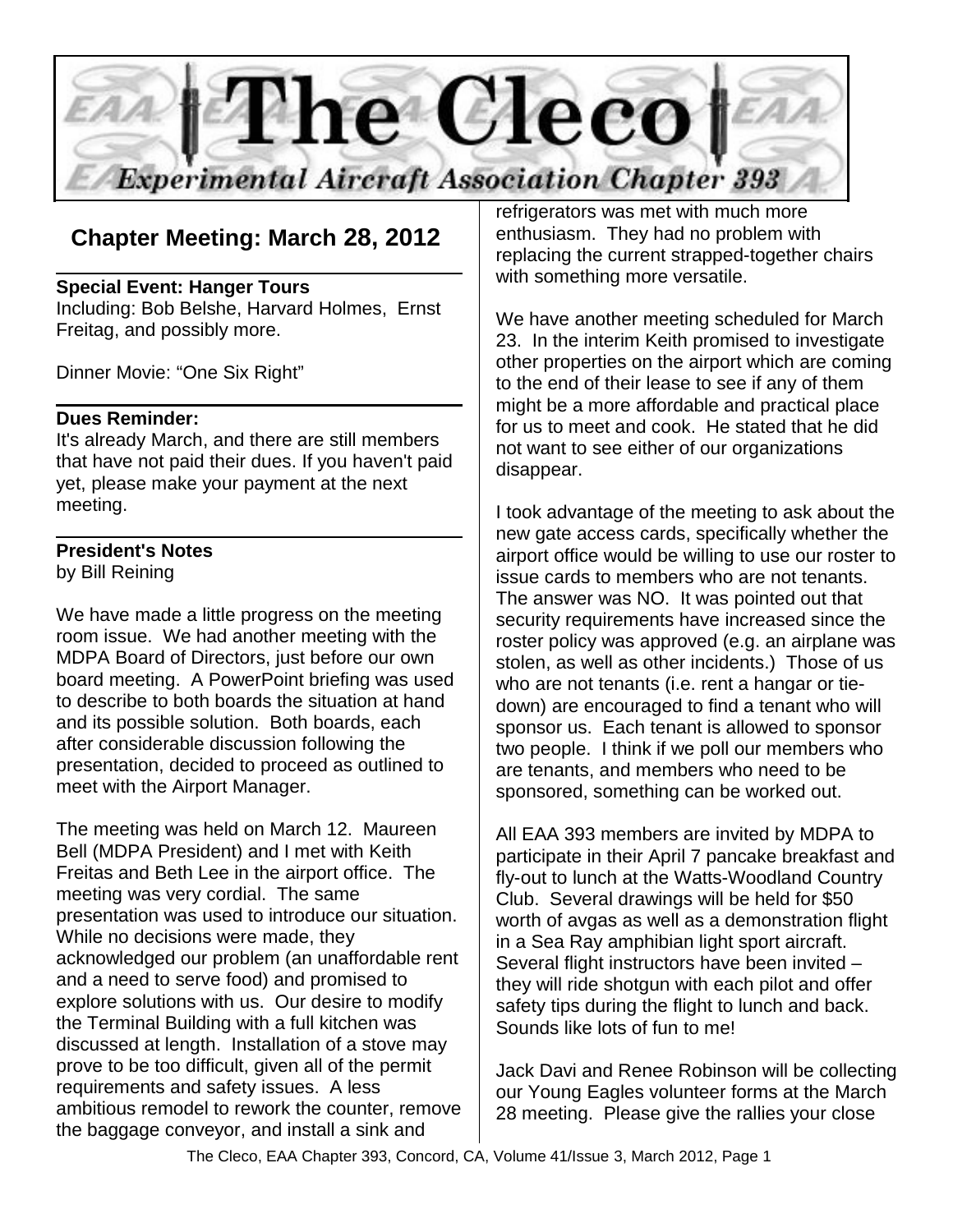# The Cleco

## Experimental Aircraft Association Chapter 393

## Chapter Meeting: March 28, 2012

**Special Event: Hanger Tours**
Including: Bob Belshe, Harvard Holmes, Ernst Freitag, and possibly more.

Dinner Movie: "One Six Right"

**Dues Reminder:**
It's already March, and there are still members that have not paid their dues. If you haven't paid yet, please make your payment at the next meeting.

**President's Notes**
by Bill Reining

We have made a little progress on the meeting room issue. We had another meeting with the MDPA Board of Directors, just before our own board meeting. A PowerPoint briefing was used to describe to both boards the situation at hand and its possible solution. Both boards, each after considerable discussion following the presentation, decided to proceed as outlined to meet with the Airport Manager.

The meeting was held on March 12. Maureen Bell (MDPA President) and I met with Keith Freitas and Beth Lee in the airport office. The meeting was very cordial. The same presentation was used to introduce our situation. While no decisions were made, they acknowledged our problem (an unaffordable rent and a need to serve food) and promised to explore solutions with us. Our desire to modify the Terminal Building with a full kitchen was discussed at length. Installation of a stove may prove to be too difficult, given all of the permit requirements and safety issues. A less ambitious remodel to rework the counter, remove the baggage conveyor, and install a sink and refrigerators was met with much more enthusiasm. They had no problem with replacing the current strapped-together chairs with something more versatile.

We have another meeting scheduled for March 23. In the interim Keith promised to investigate other properties on the airport which are coming to the end of their lease to see if any of them might be a more affordable and practical place for us to meet and cook. He stated that he did not want to see either of our organizations disappear.

I took advantage of the meeting to ask about the new gate access cards, specifically whether the airport office would be willing to use our roster to issue cards to members who are not tenants. The answer was NO. It was pointed out that security requirements have increased since the roster policy was approved (e.g. an airplane was stolen, as well as other incidents.) Those of us who are not tenants (i.e. rent a hangar or tie-down) are encouraged to find a tenant who will sponsor us. Each tenant is allowed to sponsor two people. I think if we poll our members who are tenants, and members who need to be sponsored, something can be worked out.

All EAA 393 members are invited by MDPA to participate in their April 7 pancake breakfast and fly-out to lunch at the Watts-Woodland Country Club. Several drawings will be held for $50 worth of avgas as well as a demonstration flight in a Sea Ray amphibian light sport aircraft. Several flight instructors have been invited – they will ride shotgun with each pilot and offer safety tips during the flight to lunch and back. Sounds like lots of fun to me!

Jack Davi and Renee Robinson will be collecting our Young Eagles volunteer forms at the March 28 meeting. Please give the rallies your close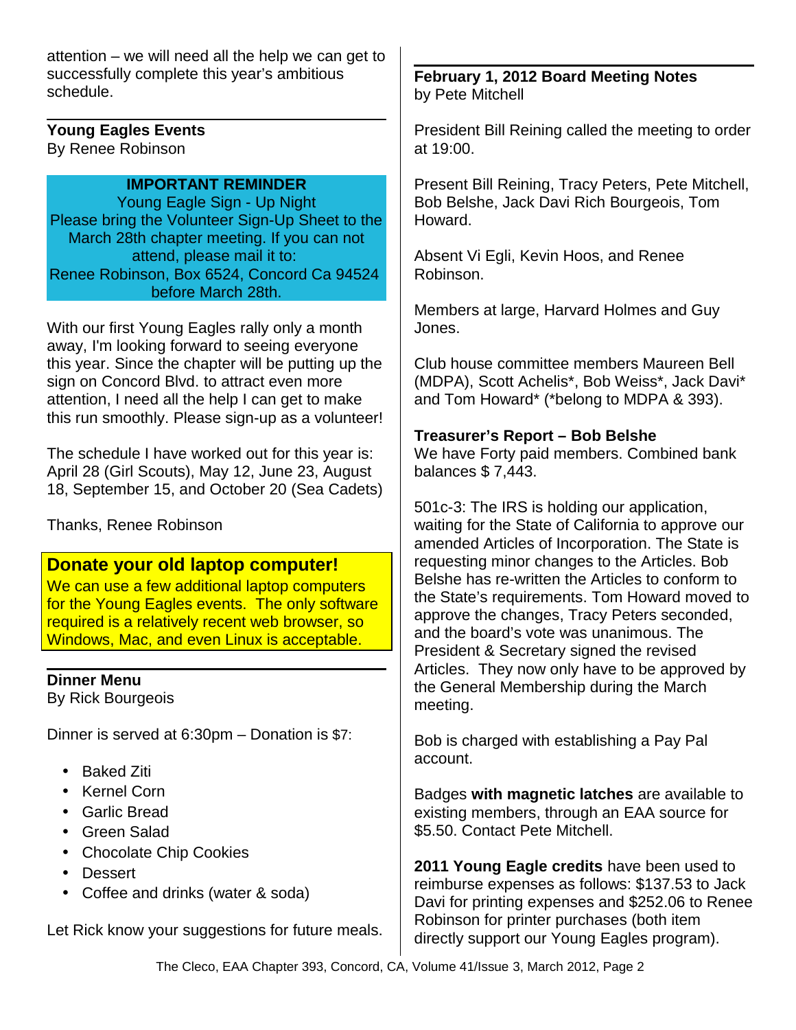attention – we will need all the help we can get to successfully complete this year's ambitious schedule.

## Young Eagles Events

By Renee Robinson

**IMPORTANT REMINDER**

Young Eagle Sign - Up Night

Please bring the Volunteer Sign-Up Sheet to the March 28th chapter meeting. If you can not attend, please mail it to:

Renee Robinson, Box 6524, Concord Ca 94524 before March 28th.

With our first Young Eagles rally only a month away, I'm looking forward to seeing everyone this year. Since the chapter will be putting up the sign on Concord Blvd. to attract even more attention, I need all the help I can get to make this run smoothly. Please sign-up as a volunteer!

The schedule I have worked out for this year is: April 28 (Girl Scouts), May 12, June 23, August 18, September 15, and October 20 (Sea Cadets)

Thanks, Renee Robinson

## Donate your old laptop computer!

We can use a few additional laptop computers for the Young Eagles events. The only software required is a relatively recent web browser, so Windows, Mac, and even Linux is acceptable.

## Dinner Menu

By Rick Bourgeois

Dinner is served at 6:30pm – Donation is $7:

- Baked Ziti
- Kernel Corn
- Garlic Bread
- Green Salad
- Chocolate Chip Cookies
- Dessert
- Coffee and drinks (water & soda)

Let Rick know your suggestions for future meals.

## February 1, 2012 Board Meeting Notes

by Pete Mitchell

President Bill Reining called the meeting to order at 19:00.

Present Bill Reining, Tracy Peters, Pete Mitchell, Bob Belshe, Jack Davi Rich Bourgeois, Tom Howard.

Absent Vi Egli, Kevin Hoos, and Renee Robinson.

Members at large, Harvard Holmes and Guy Jones.

Club house committee members Maureen Bell (MDPA), Scott Achelis*, Bob Weiss*, Jack Davi* and Tom Howard* (*belong to MDPA & 393).

**Treasurer's Report – Bob Belshe**

We have Forty paid members. Combined bank balances $ 7,443.

501c-3: The IRS is holding our application, waiting for the State of California to approve our amended Articles of Incorporation. The State is requesting minor changes to the Articles. Bob Belshe has re-written the Articles to conform to the State's requirements. Tom Howard moved to approve the changes, Tracy Peters seconded, and the board's vote was unanimous. The President & Secretary signed the revised Articles. They now only have to be approved by the General Membership during the March meeting.

Bob is charged with establishing a Pay Pal account.

Badges **with magnetic latches** are available to existing members, through an EAA source for $5.50. Contact Pete Mitchell.

**2011 Young Eagle credits** have been used to reimburse expenses as follows: $137.53 to Jack Davi for printing expenses and $252.06 to Renee Robinson for printer purchases (both item directly support our Young Eagles program).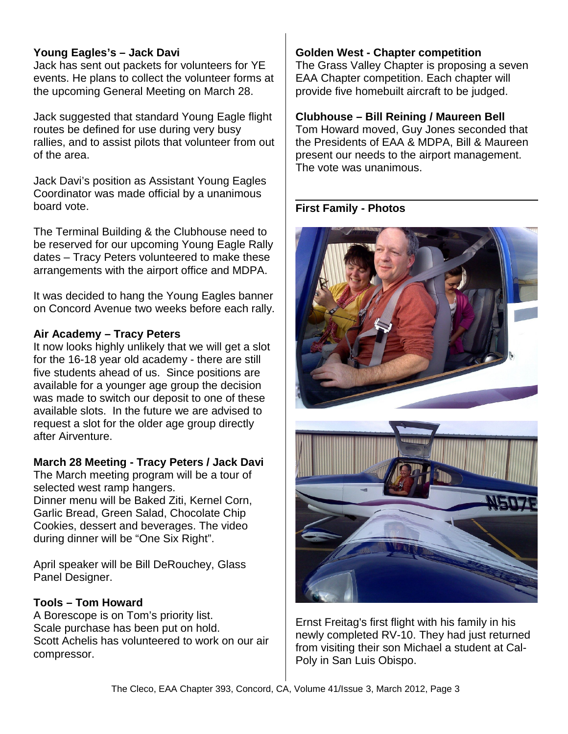**Young Eagles's – Jack Davi**

Jack has sent out packets for volunteers for YE events. He plans to collect the volunteer forms at the upcoming General Meeting on March 28.

Jack suggested that standard Young Eagle flight routes be defined for use during very busy rallies, and to assist pilots that volunteer from out of the area.

Jack Davi's position as Assistant Young Eagles Coordinator was made official by a unanimous board vote.

The Terminal Building & the Clubhouse need to be reserved for our upcoming Young Eagle Rally dates – Tracy Peters volunteered to make these arrangements with the airport office and MDPA.

It was decided to hang the Young Eagles banner on Concord Avenue two weeks before each rally.

**Air Academy – Tracy Peters**

It now looks highly unlikely that we will get a slot for the 16-18 year old academy - there are still five students ahead of us. Since positions are available for a younger age group the decision was made to switch our deposit to one of these available slots. In the future we are advised to request a slot for the older age group directly after Airventure.

**March 28 Meeting - Tracy Peters / Jack Davi**

The March meeting program will be a tour of selected west ramp hangers.
Dinner menu will be Baked Ziti, Kernel Corn, Garlic Bread, Green Salad, Chocolate Chip Cookies, dessert and beverages. The video during dinner will be "One Six Right".

April speaker will be Bill DeRouchey, Glass Panel Designer.

**Tools – Tom Howard**

A Borescope is on Tom's priority list.
Scale purchase has been put on hold.
Scott Achelis has volunteered to work on our air compressor.

**Golden West - Chapter competition**

The Grass Valley Chapter is proposing a seven EAA Chapter competition. Each chapter will provide five homebuilt aircraft to be judged.

**Clubhouse – Bill Reining / Maureen Bell**

Tom Howard moved, Guy Jones seconded that the Presidents of EAA & MDPA, Bill & Maureen present our needs to the airport management. The vote was unanimous.

**First Family - Photos**

Ernst Freitag's first flight with his family in his newly completed RV-10. They had just returned from visiting their son Michael a student at Cal-Poly in San Luis Obispo.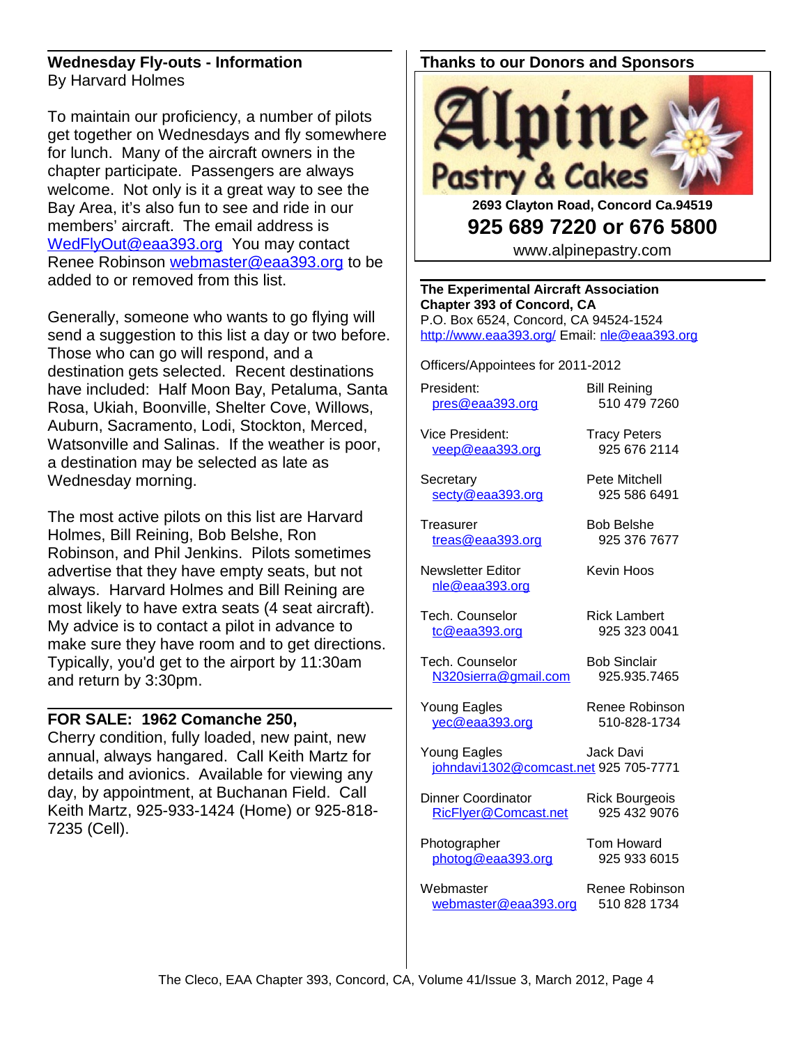## Wednesday Fly-outs - Information

By Harvard Holmes

To maintain our proficiency, a number of pilots get together on Wednesdays and fly somewhere for lunch. Many of the aircraft owners in the chapter participate. Passengers are always welcome. Not only is it a great way to see the Bay Area, it's also fun to see and ride in our members' aircraft. The email address is WedFlyOut@eaa393.org You may contact Renee Robinson webmaster@eaa393.org to be added to or removed from this list.

Generally, someone who wants to go flying will send a suggestion to this list a day or two before. Those who can go will respond, and a destination gets selected. Recent destinations have included: Half Moon Bay, Petaluma, Santa Rosa, Ukiah, Boonville, Shelter Cove, Willows, Auburn, Sacramento, Lodi, Stockton, Merced, Watsonville and Salinas. If the weather is poor, a destination may be selected as late as Wednesday morning.

The most active pilots on this list are Harvard Holmes, Bill Reining, Bob Belshe, Ron Robinson, and Phil Jenkins. Pilots sometimes advertise that they have empty seats, but not always. Harvard Holmes and Bill Reining are most likely to have extra seats (4 seat aircraft). My advice is to contact a pilot in advance to make sure they have room and to get directions. Typically, you'd get to the airport by 11:30am and return by 3:30pm.

## FOR SALE: 1962 Comanche 250,

Cherry condition, fully loaded, new paint, new annual, always hangared. Call Keith Martz for details and avionics. Available for viewing any day, by appointment, at Buchanan Field. Call Keith Martz, 925-933-1424 (Home) or 925-818-7235 (Cell).

## Thanks to our Donors and Sponsors

**Alpine Pastry & Cakes**

**2693 Clayton Road, Concord Ca.94519**

**925 689 7220 or 676 5800**

www.alpinepastry.com

**The Experimental Aircraft Association**
**Chapter 393 of Concord, CA**
P.O. Box 6524, Concord, CA 94524-1524
http://www.eaa393.org/ Email: nle@eaa393.org

Officers/Appointees for 2011-2012

| Position | Name / Phone |
|---|---|
| President: pres@eaa393.org | Bill Reining 510 479 7260 |
| Vice President: veep@eaa393.org | Tracy Peters 925 676 2114 |
| Secretary secty@eaa393.org | Pete Mitchell 925 586 6491 |
| Treasurer treas@eaa393.org | Bob Belshe 925 376 7677 |
| Newsletter Editor nle@eaa393.org | Kevin Hoos |
| Tech. Counselor tc@eaa393.org | Rick Lambert 925 323 0041 |
| Tech. Counselor N320sierra@gmail.com | Bob Sinclair 925.935.7465 |
| Young Eagles yec@eaa393.org | Renee Robinson 510-828-1734 |
| Young Eagles johndavi1302@comcast.net | Jack Davi 925 705-7771 |
| Dinner Coordinator RicFlyer@Comcast.net | Rick Bourgeois 925 432 9076 |
| Photographer photog@eaa393.org | Tom Howard 925 933 6015 |
| Webmaster webmaster@eaa393.org | Renee Robinson 510 828 1734 |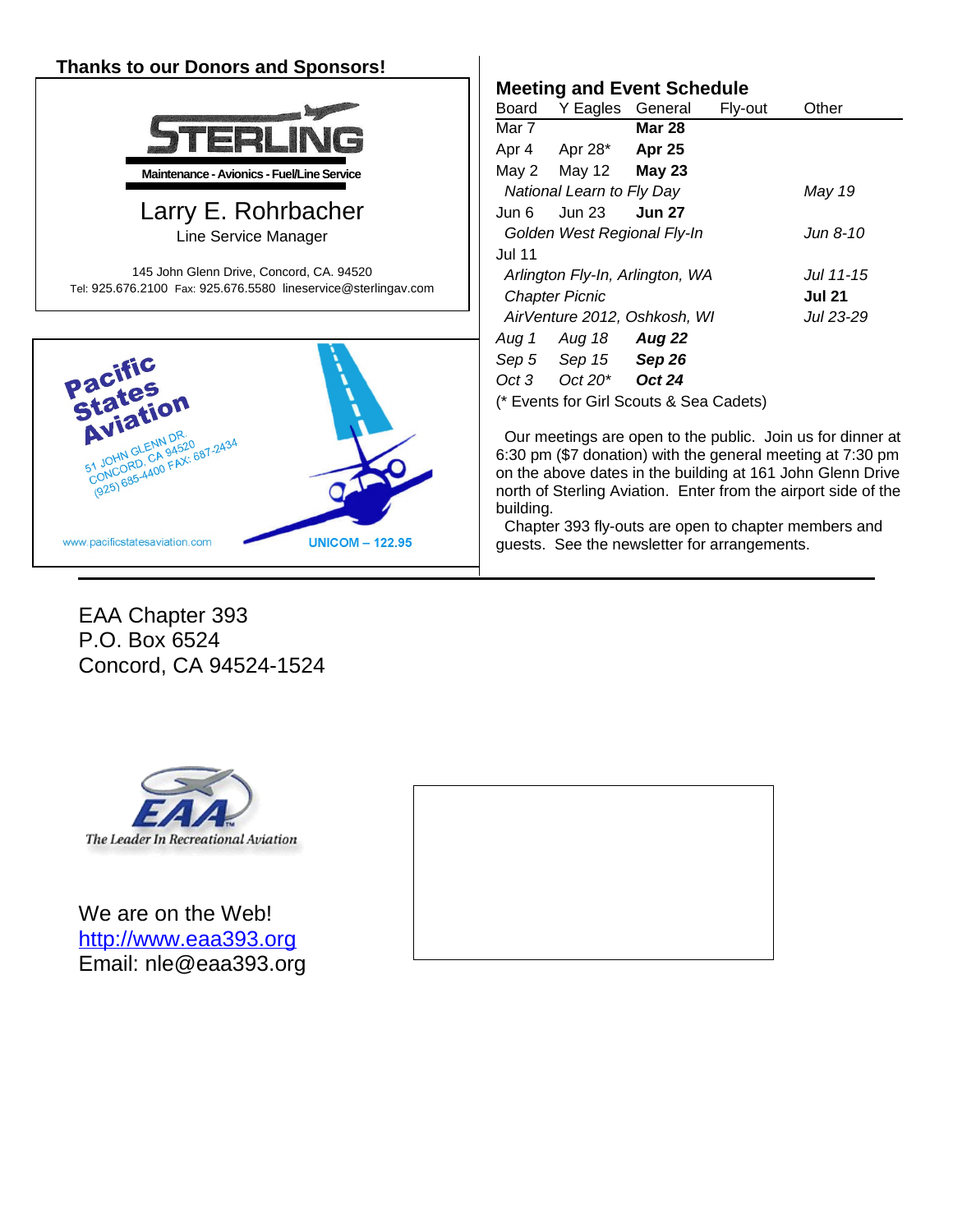## Thanks to our Donors and Sponsors!

STERLING

Maintenance - Avionics - Fuel/Line Service

Larry E. Rohrbacher

Line Service Manager

145 John Glenn Drive, Concord, CA. 94520

Tel: 925.676.2100 Fax: 925.676.5580 lineservice@sterlingav.com

Pacific States Aviation

51 JOHN GLENN DR. CONCORD, CA 94520 (925) 685-4400 FAX: 687-2434

www.pacificstatesaviation.com

UNICOM – 122.95

## Meeting and Event Schedule

| Board | Y Eagles | General | Fly-out | Other |
|---|---|---|---|---|
| Mar 7 | | **Mar 28** | | |
| Apr 4 | Apr 28* | **Apr 25** | | |
| May 2 | May 12 | **May 23** | | |
| *National Learn to Fly Day* | | | | *May 19* |
| Jun 6 | Jun 23 | **Jun 27** | | |
| *Golden West Regional Fly-In* | | | | *Jun 8-10* |
| Jul 11 | | | | |
| *Arlington Fly-In, Arlington, WA* | | | | *Jul 11-15* |
| *Chapter Picnic* | | | | **Jul 21** |
| *AirVenture 2012, Oshkosh, WI* | | | | *Jul 23-29* |
| *Aug 1* | *Aug 18* | ***Aug 22*** | | |
| *Sep 5* | *Sep 15* | ***Sep 26*** | | |
| *Oct 3* | *Oct 20** | ***Oct 24*** | | |

(* Events for Girl Scouts & Sea Cadets)

Our meetings are open to the public. Join us for dinner at 6:30 pm ($7 donation) with the general meeting at 7:30 pm on the above dates in the building at 161 John Glenn Drive north of Sterling Aviation. Enter from the airport side of the building.

Chapter 393 fly-outs are open to chapter members and guests. See the newsletter for arrangements.

---

EAA Chapter 393
P.O. Box 6524
Concord, CA 94524-1524

EAA
The Leader In Recreational Aviation

We are on the Web!
http://www.eaa393.org
Email: nle@eaa393.org